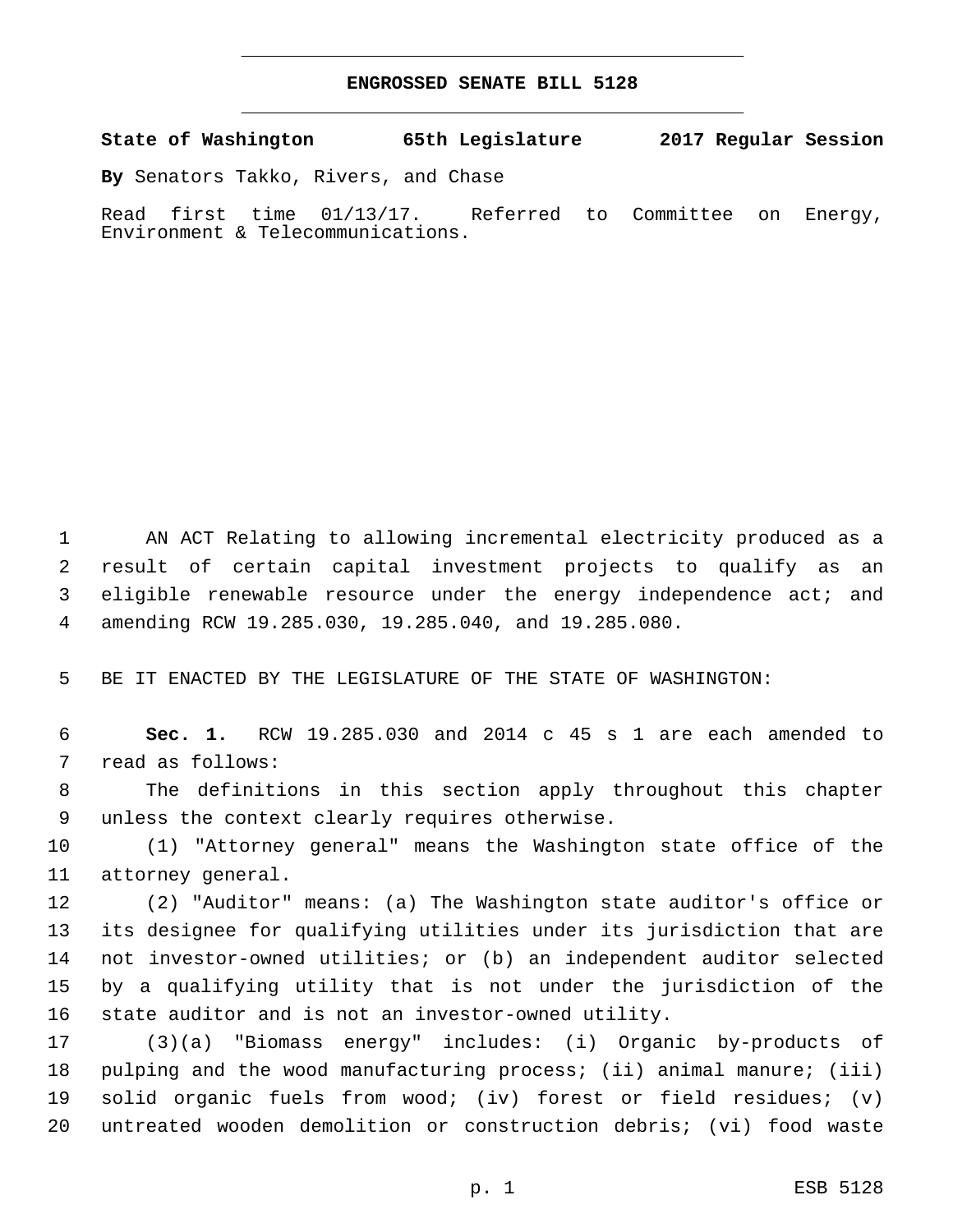# ENGROSSED SENATE BILL 5128

**State of Washington 65th Legislature 2017 Regular Session**

**By** Senators Takko, Rivers, and Chase

Read first time 01/13/17. Referred to Committee on Energy, Environment & Telecommunications.

AN ACT Relating to allowing incremental electricity produced as a result of certain capital investment projects to qualify as an eligible renewable resource under the energy independence act; and amending RCW 19.285.030, 19.285.040, and 19.285.080.

BE IT ENACTED BY THE LEGISLATURE OF THE STATE OF WASHINGTON:

**Sec. 1.** RCW 19.285.030 and 2014 c 45 s 1 are each amended to read as follows:

The definitions in this section apply throughout this chapter unless the context clearly requires otherwise.

(1) "Attorney general" means the Washington state office of the attorney general.

(2) "Auditor" means: (a) The Washington state auditor's office or its designee for qualifying utilities under its jurisdiction that are not investor-owned utilities; or (b) an independent auditor selected by a qualifying utility that is not under the jurisdiction of the state auditor and is not an investor-owned utility.

(3)(a) "Biomass energy" includes: (i) Organic by-products of pulping and the wood manufacturing process; (ii) animal manure; (iii) solid organic fuels from wood; (iv) forest or field residues; (v) untreated wooden demolition or construction debris; (vi) food waste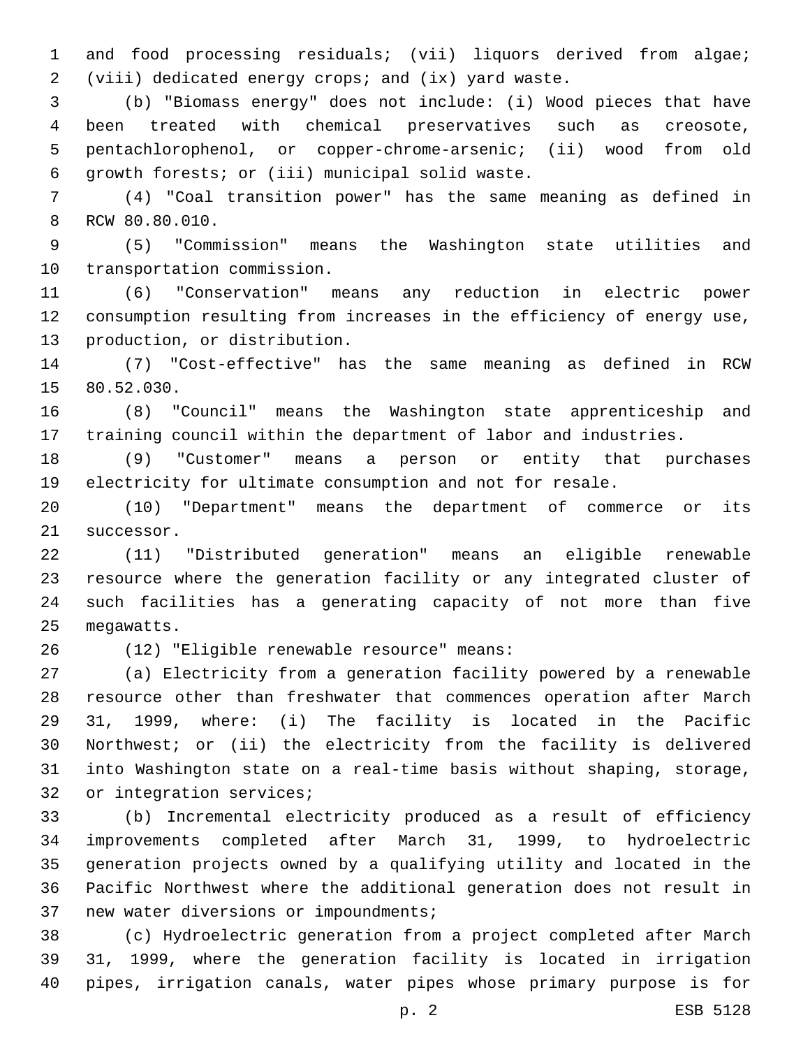and food processing residuals; (vii) liquors derived from algae; (viii) dedicated energy crops; and (ix) yard waste.

(b) "Biomass energy" does not include: (i) Wood pieces that have been treated with chemical preservatives such as creosote, pentachlorophenol, or copper-chrome-arsenic; (ii) wood from old growth forests; or (iii) municipal solid waste.

(4) "Coal transition power" has the same meaning as defined in RCW 80.80.010.

(5) "Commission" means the Washington state utilities and transportation commission.

(6) "Conservation" means any reduction in electric power consumption resulting from increases in the efficiency of energy use, production, or distribution.

(7) "Cost-effective" has the same meaning as defined in RCW 80.52.030.

(8) "Council" means the Washington state apprenticeship and training council within the department of labor and industries.

(9) "Customer" means a person or entity that purchases electricity for ultimate consumption and not for resale.

(10) "Department" means the department of commerce or its successor.

(11) "Distributed generation" means an eligible renewable resource where the generation facility or any integrated cluster of such facilities has a generating capacity of not more than five megawatts.

(12) "Eligible renewable resource" means:

(a) Electricity from a generation facility powered by a renewable resource other than freshwater that commences operation after March 31, 1999, where: (i) The facility is located in the Pacific Northwest; or (ii) the electricity from the facility is delivered into Washington state on a real-time basis without shaping, storage, or integration services;

(b) Incremental electricity produced as a result of efficiency improvements completed after March 31, 1999, to hydroelectric generation projects owned by a qualifying utility and located in the Pacific Northwest where the additional generation does not result in new water diversions or impoundments;

(c) Hydroelectric generation from a project completed after March 31, 1999, where the generation facility is located in irrigation pipes, irrigation canals, water pipes whose primary purpose is for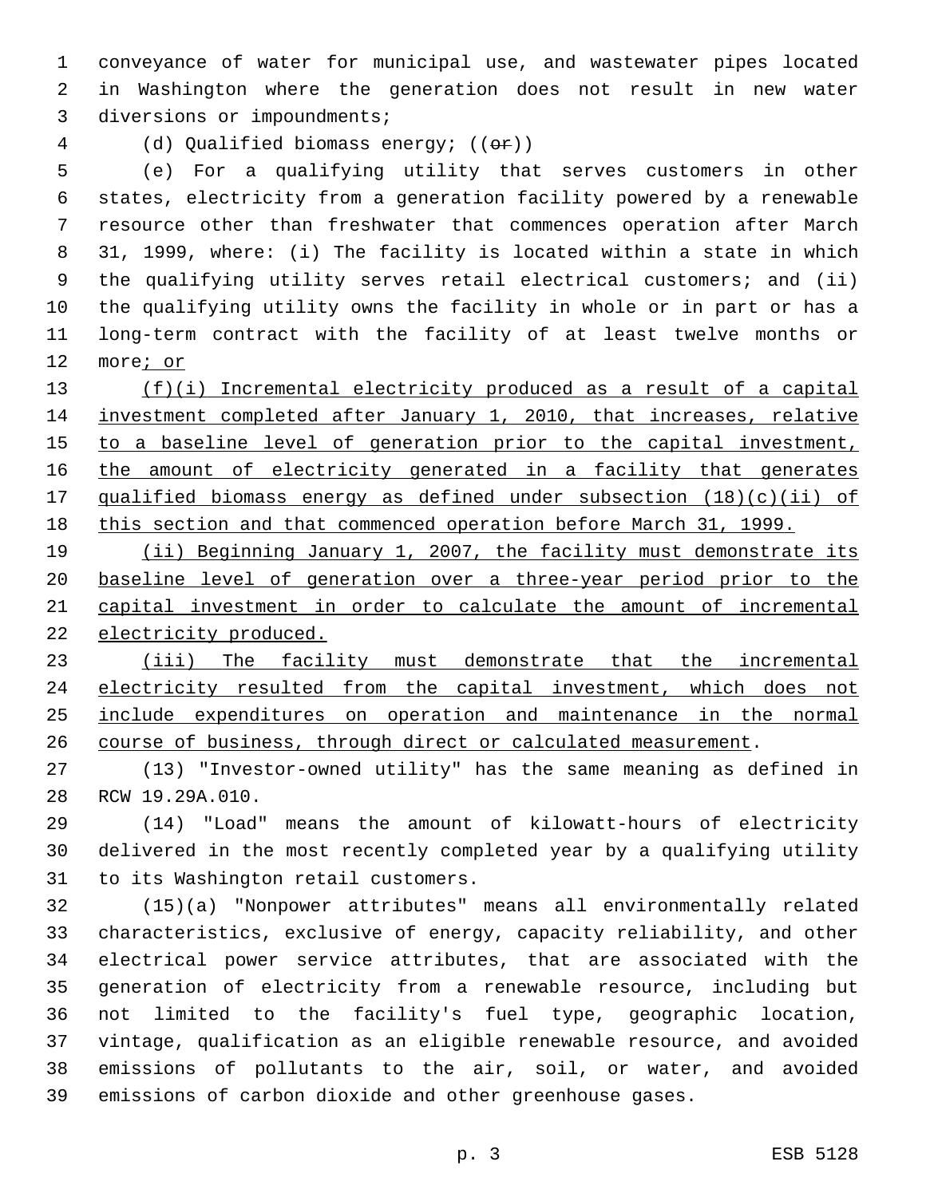conveyance of water for municipal use, and wastewater pipes located in Washington where the generation does not result in new water diversions or impoundments;

(d) Qualified biomass energy; ((~~or~~))

(e) For a qualifying utility that serves customers in other states, electricity from a generation facility powered by a renewable resource other than freshwater that commences operation after March 31, 1999, where: (i) The facility is located within a state in which the qualifying utility serves retail electrical customers; and (ii) the qualifying utility owns the facility in whole or in part or has a long-term contract with the facility of at least twelve months or more<u>; or</u>

<u>(f)(i) Incremental electricity produced as a result of a capital investment completed after January 1, 2010, that increases, relative to a baseline level of generation prior to the capital investment, the amount of electricity generated in a facility that generates qualified biomass energy as defined under subsection (18)(c)(ii) of this section and that commenced operation before March 31, 1999.</u>

<u>(ii) Beginning January 1, 2007, the facility must demonstrate its baseline level of generation over a three-year period prior to the capital investment in order to calculate the amount of incremental electricity produced.</u>

<u>(iii) The facility must demonstrate that the incremental electricity resulted from the capital investment, which does not include expenditures on operation and maintenance in the normal course of business, through direct or calculated measurement</u>.

(13) "Investor-owned utility" has the same meaning as defined in RCW 19.29A.010.

(14) "Load" means the amount of kilowatt-hours of electricity delivered in the most recently completed year by a qualifying utility to its Washington retail customers.

(15)(a) "Nonpower attributes" means all environmentally related characteristics, exclusive of energy, capacity reliability, and other electrical power service attributes, that are associated with the generation of electricity from a renewable resource, including but not limited to the facility's fuel type, geographic location, vintage, qualification as an eligible renewable resource, and avoided emissions of pollutants to the air, soil, or water, and avoided emissions of carbon dioxide and other greenhouse gases.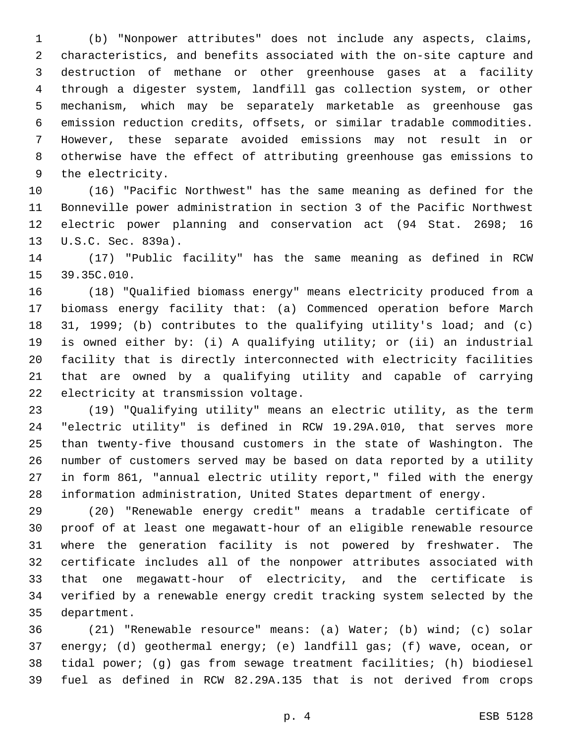(b) "Nonpower attributes" does not include any aspects, claims, characteristics, and benefits associated with the on-site capture and destruction of methane or other greenhouse gases at a facility through a digester system, landfill gas collection system, or other mechanism, which may be separately marketable as greenhouse gas emission reduction credits, offsets, or similar tradable commodities. However, these separate avoided emissions may not result in or otherwise have the effect of attributing greenhouse gas emissions to the electricity.

(16) "Pacific Northwest" has the same meaning as defined for the Bonneville power administration in section 3 of the Pacific Northwest electric power planning and conservation act (94 Stat. 2698; 16 U.S.C. Sec. 839a).

(17) "Public facility" has the same meaning as defined in RCW 39.35C.010.

(18) "Qualified biomass energy" means electricity produced from a biomass energy facility that: (a) Commenced operation before March 31, 1999; (b) contributes to the qualifying utility's load; and (c) is owned either by: (i) A qualifying utility; or (ii) an industrial facility that is directly interconnected with electricity facilities that are owned by a qualifying utility and capable of carrying electricity at transmission voltage.

(19) "Qualifying utility" means an electric utility, as the term "electric utility" is defined in RCW 19.29A.010, that serves more than twenty-five thousand customers in the state of Washington. The number of customers served may be based on data reported by a utility in form 861, "annual electric utility report," filed with the energy information administration, United States department of energy.

(20) "Renewable energy credit" means a tradable certificate of proof of at least one megawatt-hour of an eligible renewable resource where the generation facility is not powered by freshwater. The certificate includes all of the nonpower attributes associated with that one megawatt-hour of electricity, and the certificate is verified by a renewable energy credit tracking system selected by the department.

(21) "Renewable resource" means: (a) Water; (b) wind; (c) solar energy; (d) geothermal energy; (e) landfill gas; (f) wave, ocean, or tidal power; (g) gas from sewage treatment facilities; (h) biodiesel fuel as defined in RCW 82.29A.135 that is not derived from crops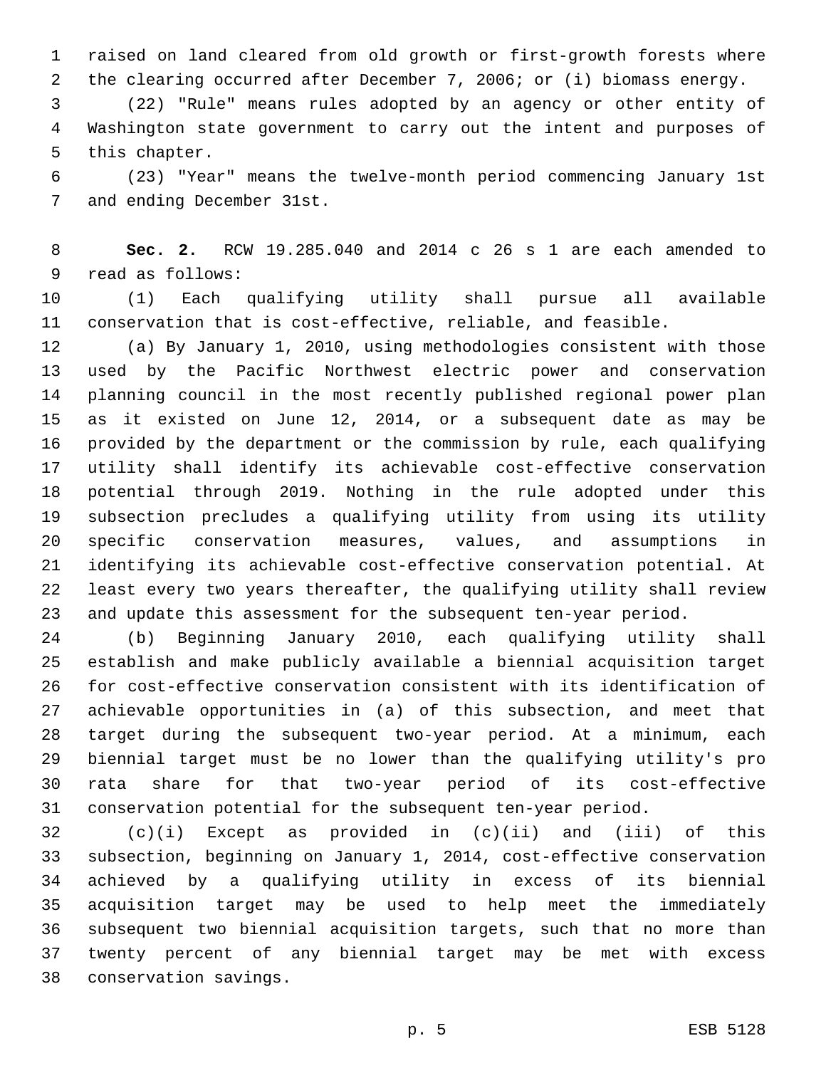raised on land cleared from old growth or first-growth forests where the clearing occurred after December 7, 2006; or (i) biomass energy.

(22) "Rule" means rules adopted by an agency or other entity of Washington state government to carry out the intent and purposes of this chapter.

(23) "Year" means the twelve-month period commencing January 1st and ending December 31st.

**Sec. 2.** RCW 19.285.040 and 2014 c 26 s 1 are each amended to read as follows:

(1) Each qualifying utility shall pursue all available conservation that is cost-effective, reliable, and feasible.

(a) By January 1, 2010, using methodologies consistent with those used by the Pacific Northwest electric power and conservation planning council in the most recently published regional power plan as it existed on June 12, 2014, or a subsequent date as may be provided by the department or the commission by rule, each qualifying utility shall identify its achievable cost-effective conservation potential through 2019. Nothing in the rule adopted under this subsection precludes a qualifying utility from using its utility specific conservation measures, values, and assumptions in identifying its achievable cost-effective conservation potential. At least every two years thereafter, the qualifying utility shall review and update this assessment for the subsequent ten-year period.

(b) Beginning January 2010, each qualifying utility shall establish and make publicly available a biennial acquisition target for cost-effective conservation consistent with its identification of achievable opportunities in (a) of this subsection, and meet that target during the subsequent two-year period. At a minimum, each biennial target must be no lower than the qualifying utility's pro rata share for that two-year period of its cost-effective conservation potential for the subsequent ten-year period.

(c)(i) Except as provided in (c)(ii) and (iii) of this subsection, beginning on January 1, 2014, cost-effective conservation achieved by a qualifying utility in excess of its biennial acquisition target may be used to help meet the immediately subsequent two biennial acquisition targets, such that no more than twenty percent of any biennial target may be met with excess conservation savings.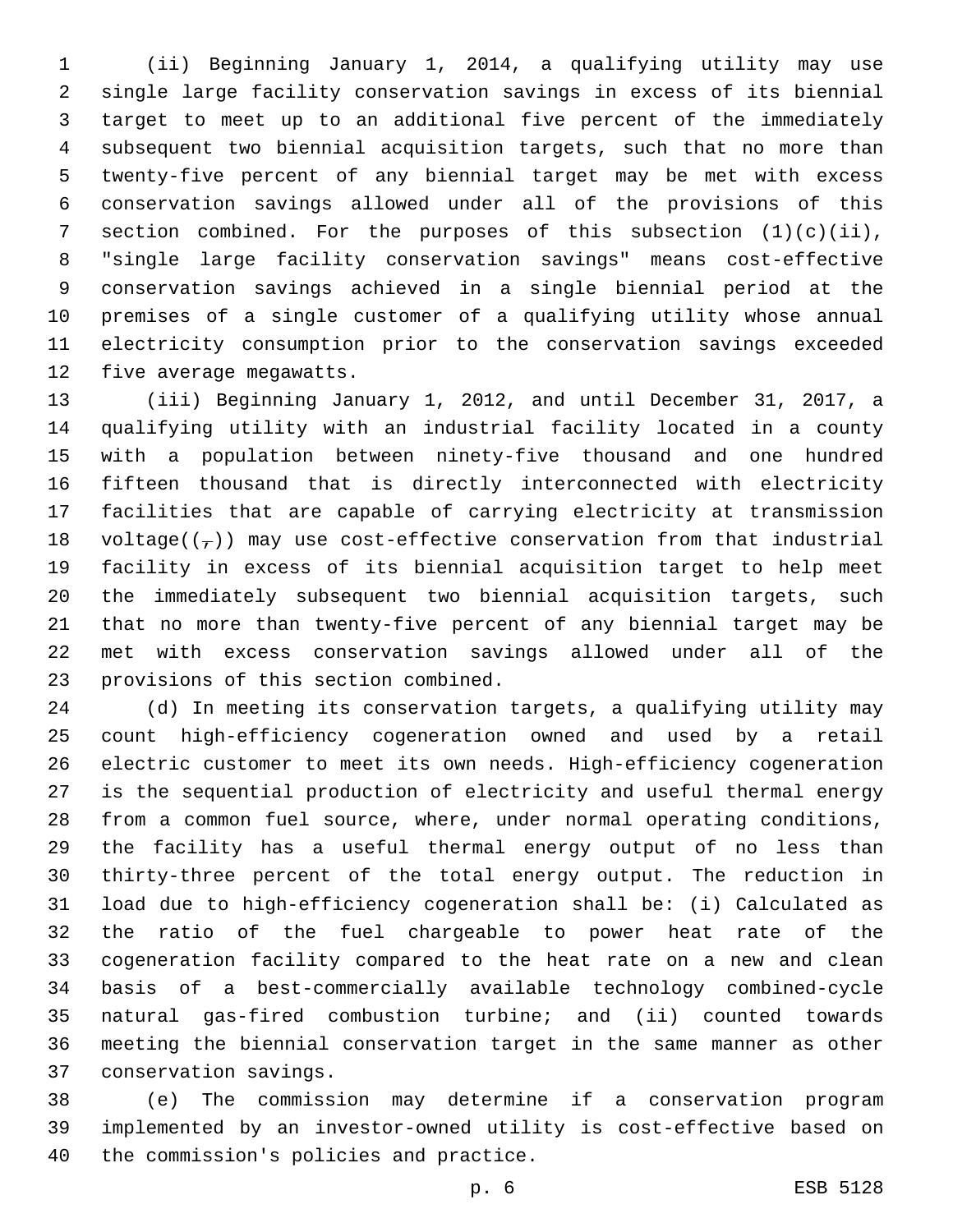(ii) Beginning January 1, 2014, a qualifying utility may use single large facility conservation savings in excess of its biennial target to meet up to an additional five percent of the immediately subsequent two biennial acquisition targets, such that no more than twenty-five percent of any biennial target may be met with excess conservation savings allowed under all of the provisions of this section combined. For the purposes of this subsection (1)(c)(ii), "single large facility conservation savings" means cost-effective conservation savings achieved in a single biennial period at the premises of a single customer of a qualifying utility whose annual electricity consumption prior to the conservation savings exceeded five average megawatts.

(iii) Beginning January 1, 2012, and until December 31, 2017, a qualifying utility with an industrial facility located in a county with a population between ninety-five thousand and one hundred fifteen thousand that is directly interconnected with electricity facilities that are capable of carrying electricity at transmission voltage((,)) may use cost-effective conservation from that industrial facility in excess of its biennial acquisition target to help meet the immediately subsequent two biennial acquisition targets, such that no more than twenty-five percent of any biennial target may be met with excess conservation savings allowed under all of the provisions of this section combined.

(d) In meeting its conservation targets, a qualifying utility may count high-efficiency cogeneration owned and used by a retail electric customer to meet its own needs. High-efficiency cogeneration is the sequential production of electricity and useful thermal energy from a common fuel source, where, under normal operating conditions, the facility has a useful thermal energy output of no less than thirty-three percent of the total energy output. The reduction in load due to high-efficiency cogeneration shall be: (i) Calculated as the ratio of the fuel chargeable to power heat rate of the cogeneration facility compared to the heat rate on a new and clean basis of a best-commercially available technology combined-cycle natural gas-fired combustion turbine; and (ii) counted towards meeting the biennial conservation target in the same manner as other conservation savings.

(e) The commission may determine if a conservation program implemented by an investor-owned utility is cost-effective based on the commission's policies and practice.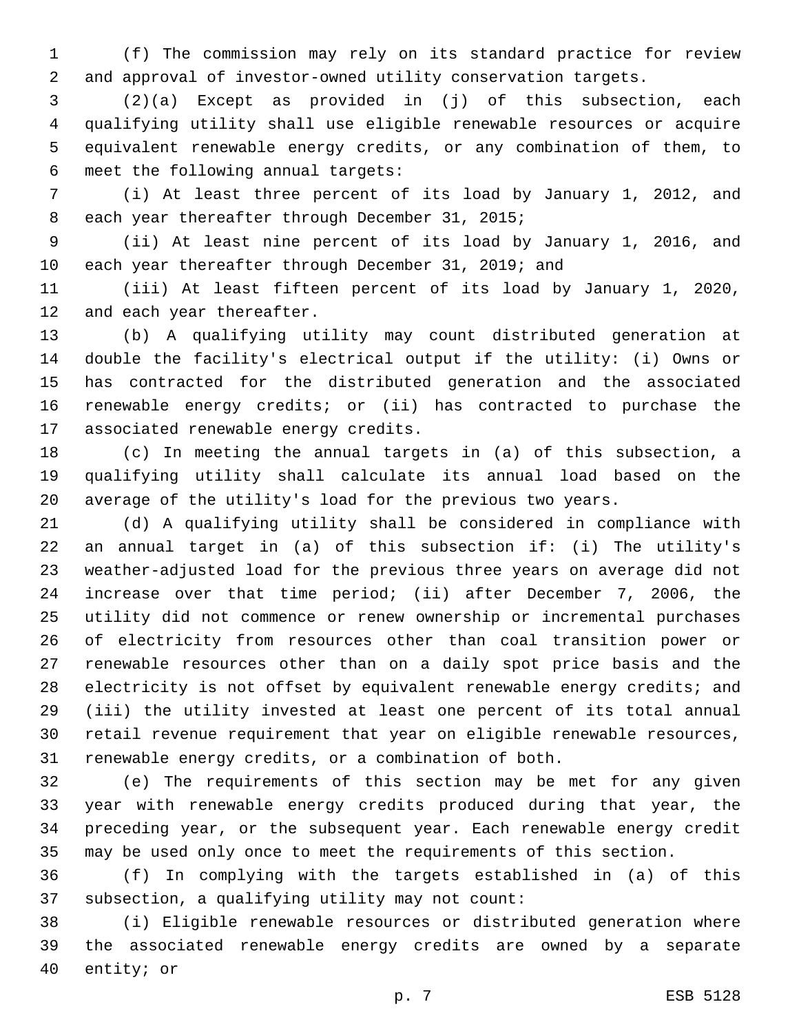(f) The commission may rely on its standard practice for review and approval of investor-owned utility conservation targets.

(2)(a) Except as provided in (j) of this subsection, each qualifying utility shall use eligible renewable resources or acquire equivalent renewable energy credits, or any combination of them, to meet the following annual targets:

(i) At least three percent of its load by January 1, 2012, and each year thereafter through December 31, 2015;

(ii) At least nine percent of its load by January 1, 2016, and each year thereafter through December 31, 2019; and

(iii) At least fifteen percent of its load by January 1, 2020, and each year thereafter.

(b) A qualifying utility may count distributed generation at double the facility's electrical output if the utility: (i) Owns or has contracted for the distributed generation and the associated renewable energy credits; or (ii) has contracted to purchase the associated renewable energy credits.

(c) In meeting the annual targets in (a) of this subsection, a qualifying utility shall calculate its annual load based on the average of the utility's load for the previous two years.

(d) A qualifying utility shall be considered in compliance with an annual target in (a) of this subsection if: (i) The utility's weather-adjusted load for the previous three years on average did not increase over that time period; (ii) after December 7, 2006, the utility did not commence or renew ownership or incremental purchases of electricity from resources other than coal transition power or renewable resources other than on a daily spot price basis and the electricity is not offset by equivalent renewable energy credits; and (iii) the utility invested at least one percent of its total annual retail revenue requirement that year on eligible renewable resources, renewable energy credits, or a combination of both.

(e) The requirements of this section may be met for any given year with renewable energy credits produced during that year, the preceding year, or the subsequent year. Each renewable energy credit may be used only once to meet the requirements of this section.

(f) In complying with the targets established in (a) of this subsection, a qualifying utility may not count:

(i) Eligible renewable resources or distributed generation where the associated renewable energy credits are owned by a separate entity; or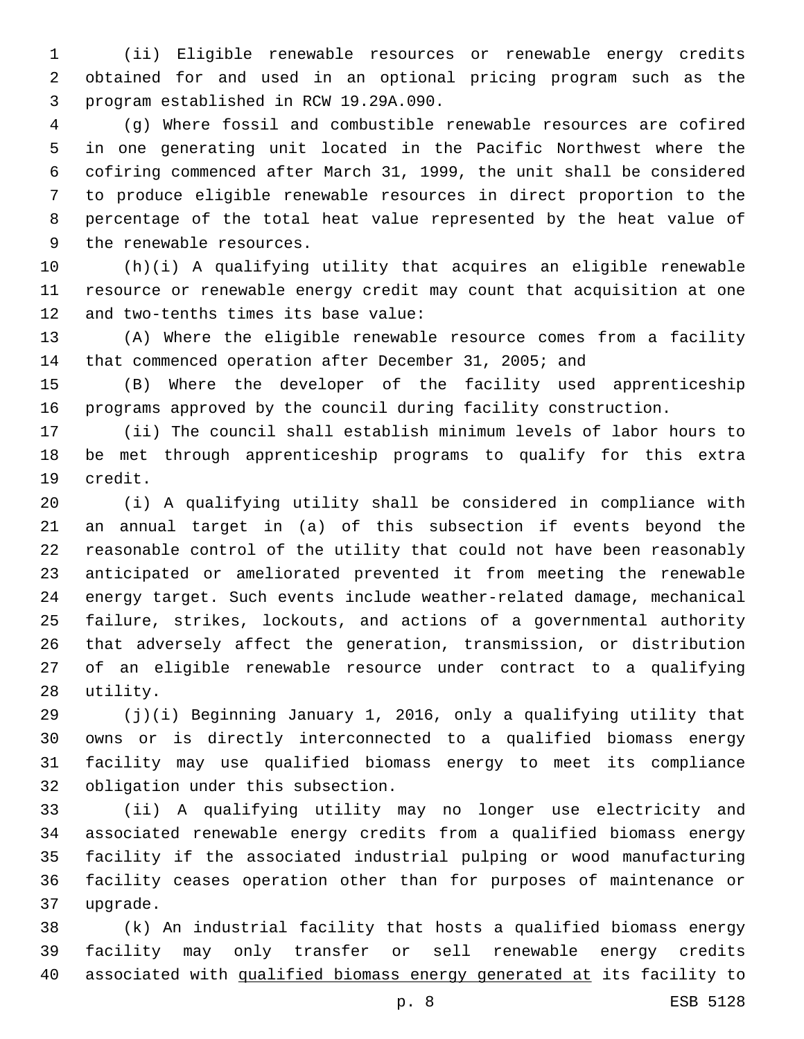(ii) Eligible renewable resources or renewable energy credits obtained for and used in an optional pricing program such as the program established in RCW 19.29A.090.

(g) Where fossil and combustible renewable resources are cofired in one generating unit located in the Pacific Northwest where the cofiring commenced after March 31, 1999, the unit shall be considered to produce eligible renewable resources in direct proportion to the percentage of the total heat value represented by the heat value of the renewable resources.

(h)(i) A qualifying utility that acquires an eligible renewable resource or renewable energy credit may count that acquisition at one and two-tenths times its base value:

(A) Where the eligible renewable resource comes from a facility that commenced operation after December 31, 2005; and

(B) Where the developer of the facility used apprenticeship programs approved by the council during facility construction.

(ii) The council shall establish minimum levels of labor hours to be met through apprenticeship programs to qualify for this extra credit.

(i) A qualifying utility shall be considered in compliance with an annual target in (a) of this subsection if events beyond the reasonable control of the utility that could not have been reasonably anticipated or ameliorated prevented it from meeting the renewable energy target. Such events include weather-related damage, mechanical failure, strikes, lockouts, and actions of a governmental authority that adversely affect the generation, transmission, or distribution of an eligible renewable resource under contract to a qualifying utility.

(j)(i) Beginning January 1, 2016, only a qualifying utility that owns or is directly interconnected to a qualified biomass energy facility may use qualified biomass energy to meet its compliance obligation under this subsection.

(ii) A qualifying utility may no longer use electricity and associated renewable energy credits from a qualified biomass energy facility if the associated industrial pulping or wood manufacturing facility ceases operation other than for purposes of maintenance or upgrade.

(k) An industrial facility that hosts a qualified biomass energy facility may only transfer or sell renewable energy credits associated with <u>qualified biomass energy generated at</u> its facility to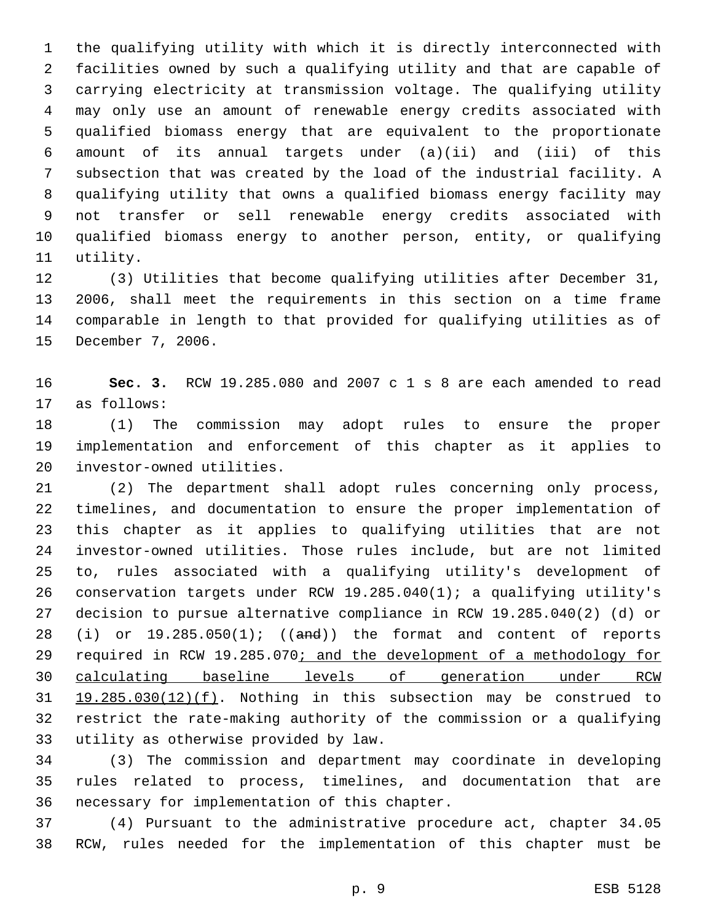the qualifying utility with which it is directly interconnected with facilities owned by such a qualifying utility and that are capable of carrying electricity at transmission voltage. The qualifying utility may only use an amount of renewable energy credits associated with qualified biomass energy that are equivalent to the proportionate amount of its annual targets under (a)(ii) and (iii) of this subsection that was created by the load of the industrial facility. A qualifying utility that owns a qualified biomass energy facility may not transfer or sell renewable energy credits associated with qualified biomass energy to another person, entity, or qualifying utility.

(3) Utilities that become qualifying utilities after December 31, 2006, shall meet the requirements in this section on a time frame comparable in length to that provided for qualifying utilities as of December 7, 2006.

**Sec. 3.** RCW 19.285.080 and 2007 c 1 s 8 are each amended to read as follows:

(1) The commission may adopt rules to ensure the proper implementation and enforcement of this chapter as it applies to investor-owned utilities.

(2) The department shall adopt rules concerning only process, timelines, and documentation to ensure the proper implementation of this chapter as it applies to qualifying utilities that are not investor-owned utilities. Those rules include, but are not limited to, rules associated with a qualifying utility's development of conservation targets under RCW 19.285.040(1); a qualifying utility's decision to pursue alternative compliance in RCW 19.285.040(2) (d) or (i) or 19.285.050(1); ((~~and~~)) the format and content of reports required in RCW 19.285.070<u>; and the development of a methodology for calculating baseline levels of generation under RCW 19.285.030(12)(f)</u>. Nothing in this subsection may be construed to restrict the rate-making authority of the commission or a qualifying utility as otherwise provided by law.

(3) The commission and department may coordinate in developing rules related to process, timelines, and documentation that are necessary for implementation of this chapter.

(4) Pursuant to the administrative procedure act, chapter 34.05 RCW, rules needed for the implementation of this chapter must be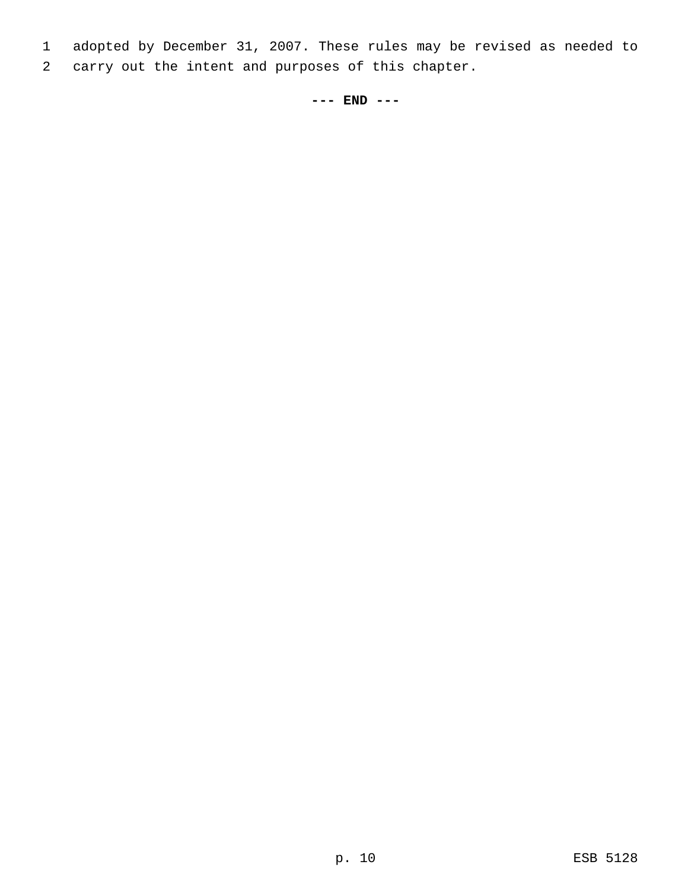adopted by December 31, 2007. These rules may be revised as needed to carry out the intent and purposes of this chapter.

**--- END ---**